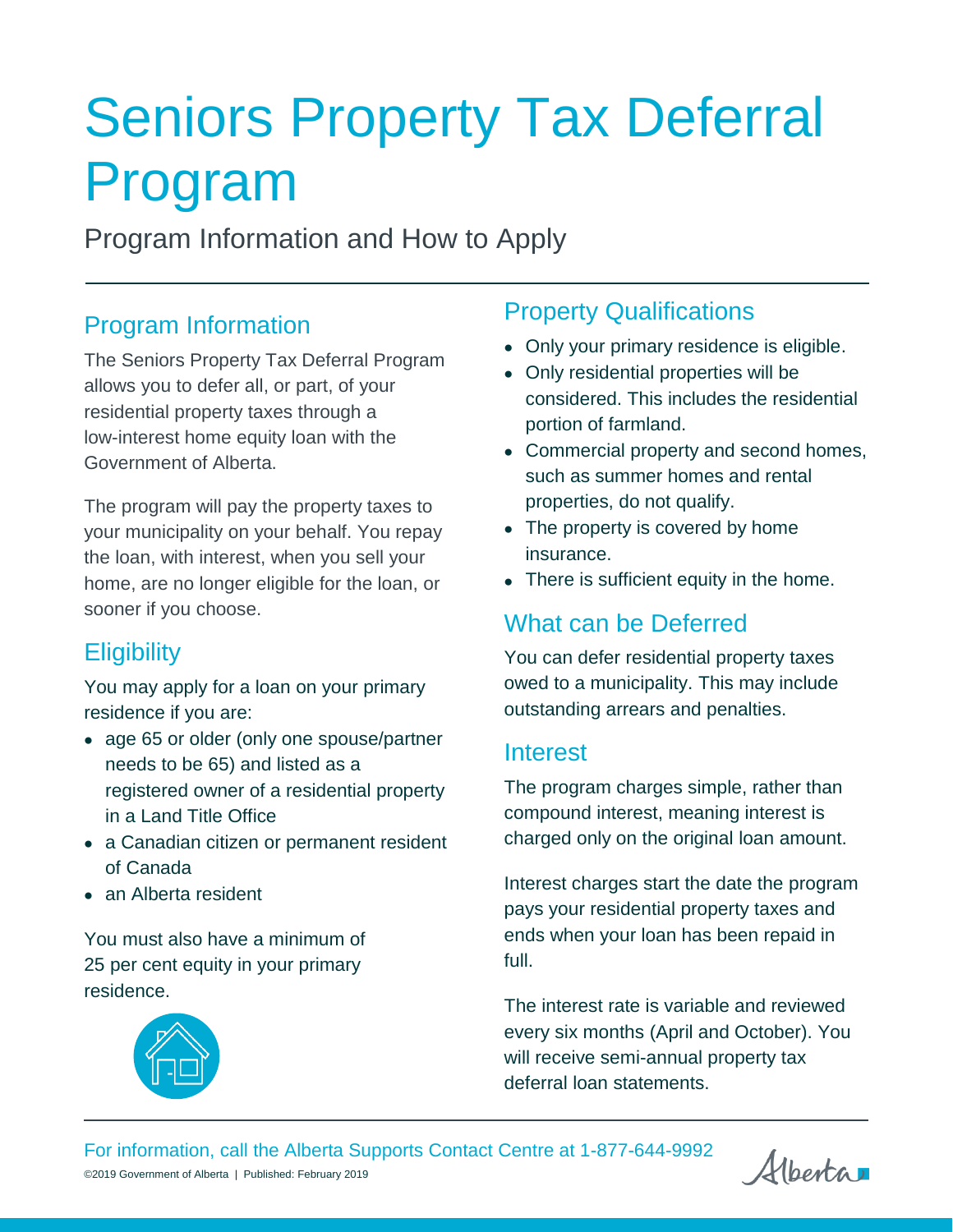# Seniors Property Tax Deferral Program

Program Information and How to Apply

## Program Information

The Seniors Property Tax Deferral Program allows you to defer all, or part, of your residential property taxes through a low-interest home equity loan with the Government of Alberta.

The program will pay the property taxes to your municipality on your behalf. You repay the loan, with interest, when you sell your home, are no longer eligible for the loan, or sooner if you choose.

## Eligibility

You may apply for a loan on your primary residence if you are:

- age 65 or older (only one spouse/partner needs to be 65) and listed as a registered owner of a residential property in a Land Title Office
- a Canadian citizen or permanent resident of Canada
- an Alberta resident

You must also have a minimum of 25 per cent equity in your primary residence.

## Property Qualifications

- Only your primary residence is eligible.
- Only residential properties will be considered. This includes the residential portion of farmland.
- Commercial property and second homes, such as summer homes and rental properties, do not qualify.
- The property is covered by home insurance.
- There is sufficient equity in the home.

## What can be Deferred

You can defer residential property taxes owed to a municipality. This may include outstanding arrears and penalties.

## Interest

The program charges simple, rather than compound interest, meaning interest is charged only on the original loan amount.

Interest charges start the date the program pays your residential property taxes and ends when your loan has been repaid in full.

The interest rate is variable and reviewed every six months (April and October). You will receive semi-annual property tax deferral loan statements.

For information, call the Alberta Supports Contact Centre at 1-877-644-9992

©2019 Government of Alberta | Published: February 2019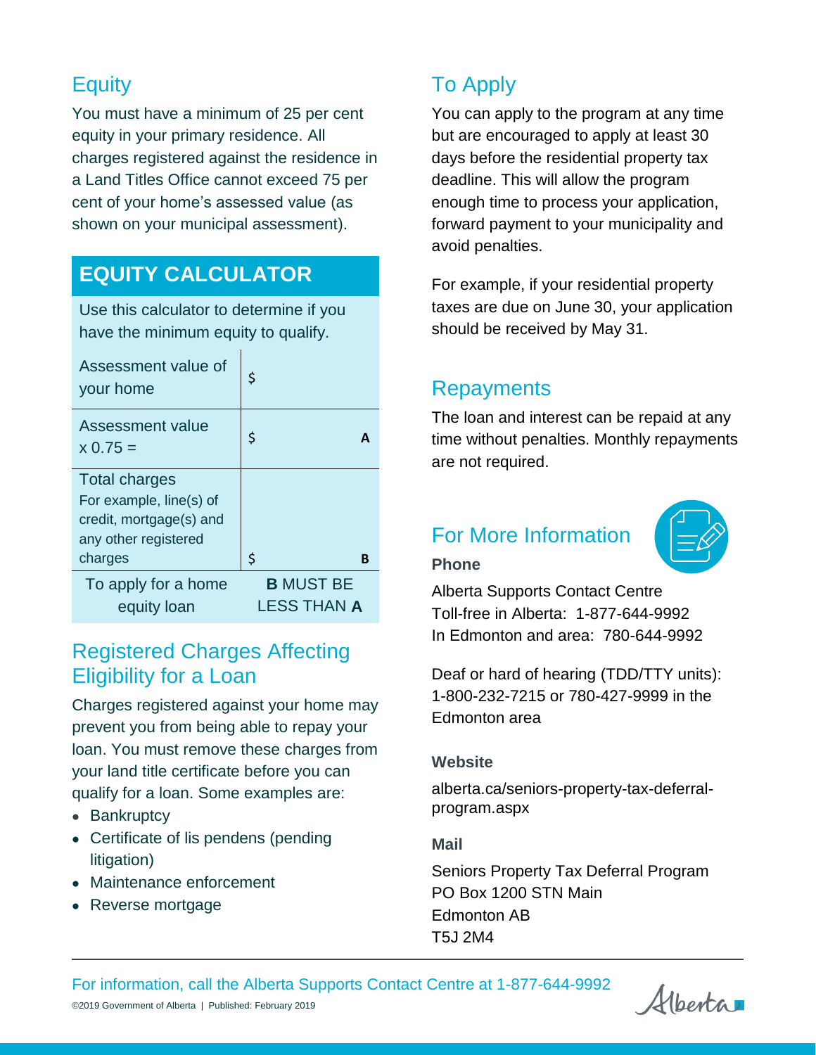## Equity

You must have a minimum of 25 per cent equity in your primary residence. All charges registered against the residence in a Land Titles Office cannot exceed 75 per cent of your home's assessed value (as shown on your municipal assessment).

### EQUITY CALCULATOR

Use this calculator to determine if you have the minimum equity to qualify.

| | |
|---|---|
| Assessment value of your home | $ |
| Assessment value x 0.75 = | $ **A** |
| Total charges<br>For example, line(s) of credit, mortgage(s) and any other registered charges | $ **B** |
| To apply for a home equity loan | **B** MUST BE LESS THAN **A** |

## Registered Charges Affecting Eligibility for a Loan

Charges registered against your home may prevent you from being able to repay your loan. You must remove these charges from your land title certificate before you can qualify for a loan. Some examples are:

- Bankruptcy
- Certificate of lis pendens (pending litigation)
- Maintenance enforcement
- Reverse mortgage

## To Apply

You can apply to the program at any time but are encouraged to apply at least 30 days before the residential property tax deadline. This will allow the program enough time to process your application, forward payment to your municipality and avoid penalties.

For example, if your residential property taxes are due on June 30, your application should be received by May 31.

## Repayments

The loan and interest can be repaid at any time without penalties. Monthly repayments are not required.

## For More Information

**Phone**

Alberta Supports Contact Centre
Toll-free in Alberta: 1-877-644-9992
In Edmonton and area: 780-644-9992

Deaf or hard of hearing (TDD/TTY units): 1-800-232-7215 or 780-427-9999 in the Edmonton area

**Website**

alberta.ca/seniors-property-tax-deferral-program.aspx

**Mail**

Seniors Property Tax Deferral Program
PO Box 1200 STN Main
Edmonton AB
T5J 2M4

For information, call the Alberta Supports Contact Centre at 1-877-644-9992

©2019 Government of Alberta | Published: February 2019